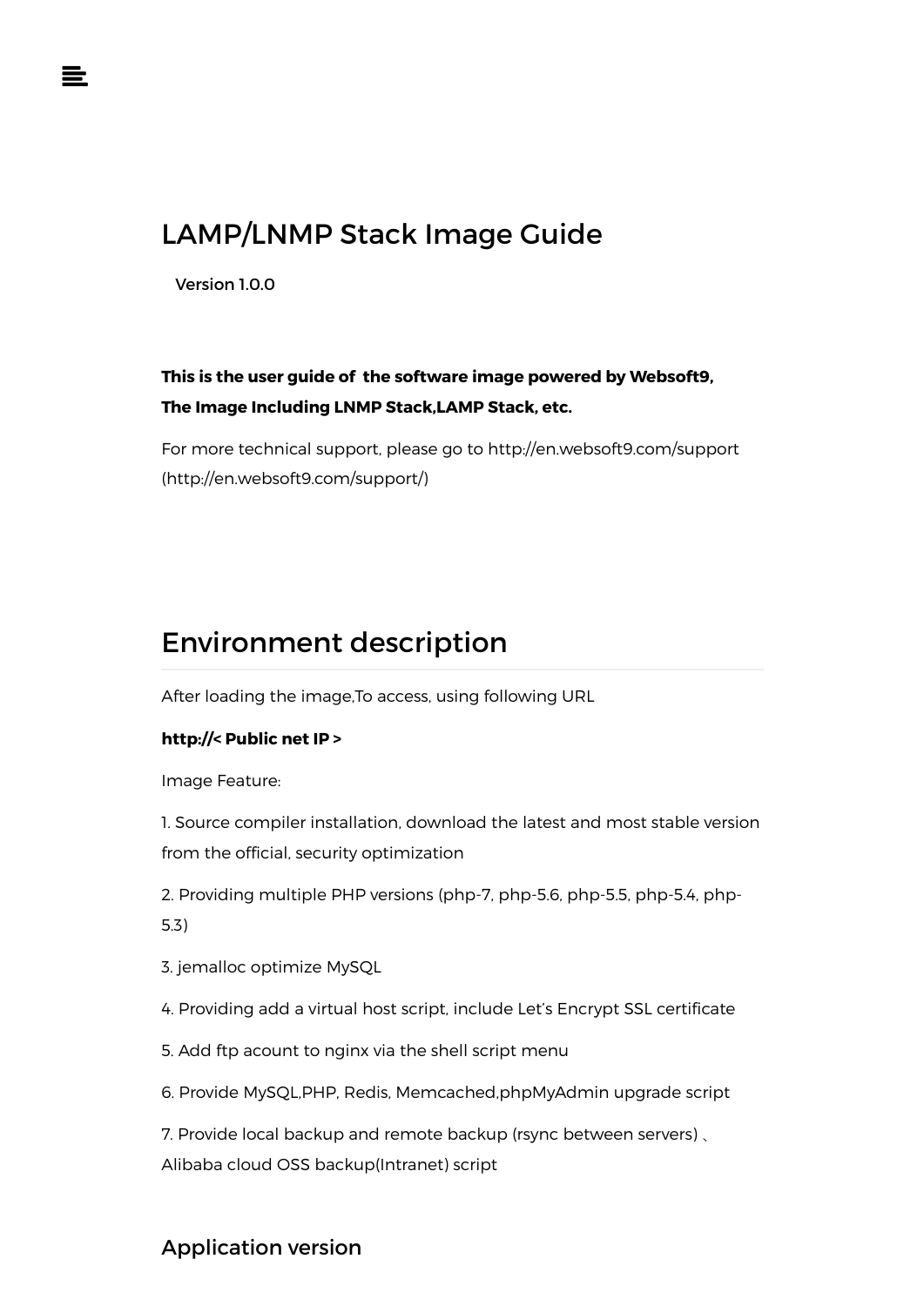# LAMP/LNMP Stack Image Guide

Version 1.0.0

**This is the user guide of the software image powered by Websoft9, The Image Including LNMP Stack,LAMP Stack, etc.**

For more technical support, please go to http://en.websoft9.com/support (http://en.websoft9.com/support/)

## Environment description

After loading the image,To access, using following URL

**http://< Public net IP >**

Image Feature:

1. Source compiler installation, download the latest and most stable version from the official, security optimization
2. Providing multiple PHP versions (php-7, php-5.6, php-5.5, php-5.4, php-5.3)
3. jemalloc optimize MySQL
4. Providing add a virtual host script, include Let's Encrypt SSL certificate
5. Add ftp acount to nginx via the shell script menu
6. Provide MySQL,PHP, Redis, Memcached,phpMyAdmin upgrade script
7. Provide local backup and remote backup (rsync between servers) 、Alibaba cloud OSS backup(Intranet) script

### Application version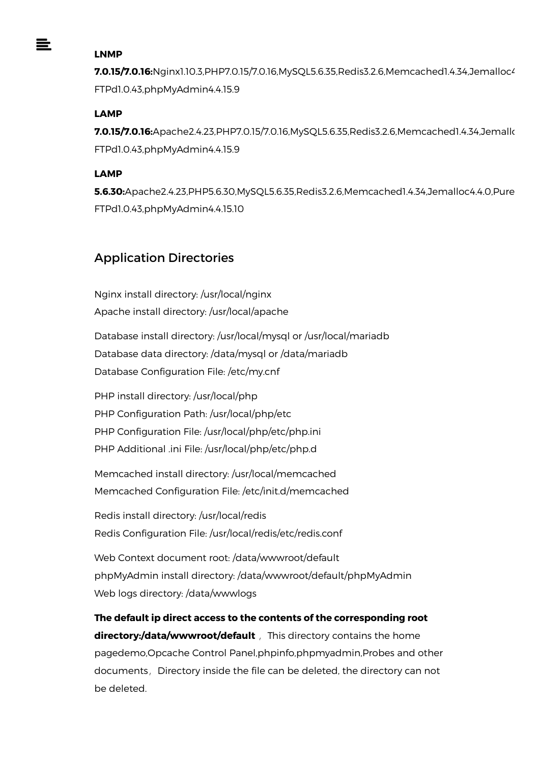**LNMP**

**7.0.15/7.0.16:**Nginx1.10.3,PHP7.0.15/7.0.16,MySQL5.6.35,Redis3.2.6,Memcached1.4.34,Jemalloc4
FTPd1.0.43,phpMyAdmin4.4.15.9

**LAMP**

**7.0.15/7.0.16:**Apache2.4.23,PHP7.0.15/7.0.16,MySQL5.6.35,Redis3.2.6,Memcached1.4.34,Jemallo
FTPd1.0.43,phpMyAdmin4.4.15.9

**LAMP**

**5.6.30:**Apache2.4.23,PHP5.6.30,MySQL5.6.35,Redis3.2.6,Memcached1.4.34,Jemalloc4.4.0,Pure
FTPd1.0.43,phpMyAdmin4.4.15.10

## Application Directories

Nginx install directory: /usr/local/nginx
Apache install directory: /usr/local/apache

Database install directory: /usr/local/mysql or /usr/local/mariadb
Database data directory: /data/mysql or /data/mariadb
Database Configuration File: /etc/my.cnf

PHP install directory: /usr/local/php
PHP Configuration Path: /usr/local/php/etc
PHP Configuration File: /usr/local/php/etc/php.ini
PHP Additional .ini File: /usr/local/php/etc/php.d

Memcached install directory: /usr/local/memcached
Memcached Configuration File: /etc/init.d/memcached

Redis install directory: /usr/local/redis
Redis Configuration File: /usr/local/redis/etc/redis.conf

Web Context document root: /data/wwwroot/default
phpMyAdmin install directory: /data/wwwroot/default/phpMyAdmin
Web logs directory: /data/wwwlogs

**The default ip direct access to the contents of the corresponding root directory:/data/wwwroot/default** , This directory contains the home pagedemo,Opcache Control Panel,phpinfo,phpmyadmin,Probes and other documents, Directory inside the file can be deleted, the directory can not be deleted.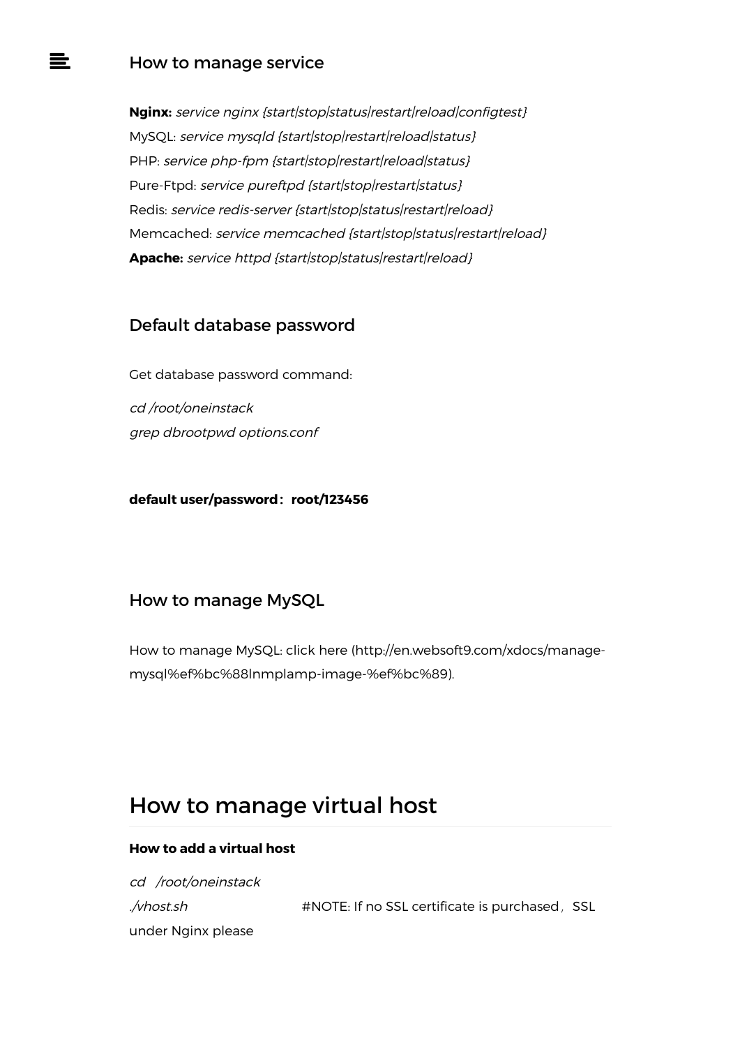### How to manage service

**Nginx:** *service nginx {start|stop|status|restart|reload|configtest}*
MySQL: *service mysqld {start|stop|restart|reload|status}*
PHP: *service php-fpm {start|stop|restart|reload|status}*
Pure-Ftpd: *service pureftpd {start|stop|restart|status}*
Redis: *service redis-server {start|stop|status|restart|reload}*
Memcached: *service memcached {start|stop|status|restart|reload}*
**Apache:** *service httpd {start|stop|status|restart|reload}*

### Default database password

Get database password command:

*cd /root/oneinstack*
*grep dbrootpwd options.conf*

**default user/password：root/123456**

### How to manage MySQL

How to manage MySQL: click here (http://en.websoft9.com/xdocs/manage-mysql%ef%bc%88lnmplamp-image-%ef%bc%89).

## How to manage virtual host

**How to add a virtual host**

*cd /root/oneinstack*
*./vhost.sh* #NOTE: If no SSL certificate is purchased，SSL under Nginx please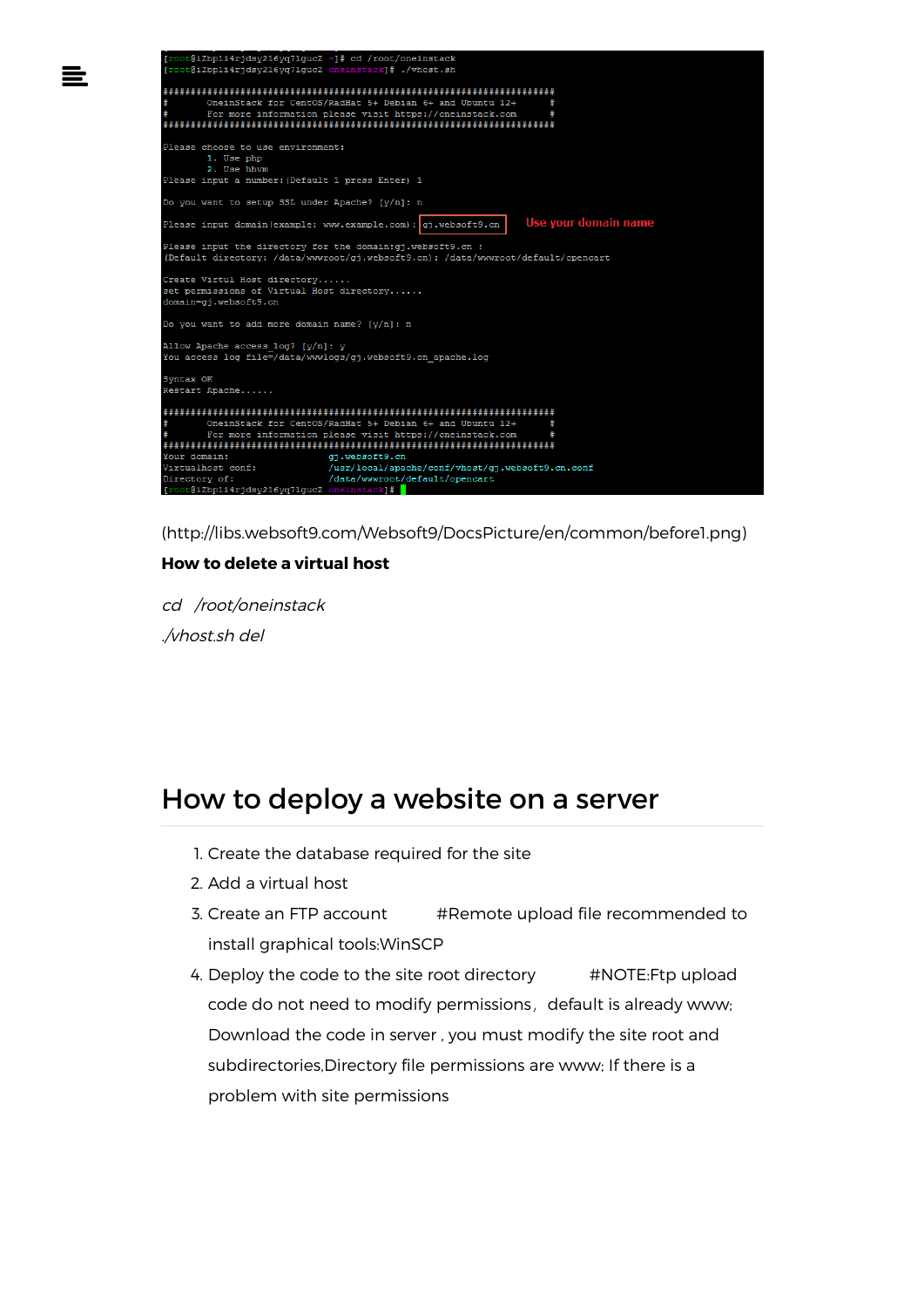(http://libs.websoft9.com/Websoft9/DocsPicture/en/common/before1.png)

**How to delete a virtual host**

*cd /root/oneinstack*

*./vhost.sh del*

## How to deploy a website on a server

1. Create the database required for the site
2. Add a virtual host
3. Create an FTP account #Remote upload file recommended to install graphical tools:WinSCP
4. Deploy the code to the site root directory #NOTE:Ftp upload code do not need to modify permissions, default is already www; Download the code in server , you must modify the site root and subdirectories,Directory file permissions are www; If there is a problem with site permissions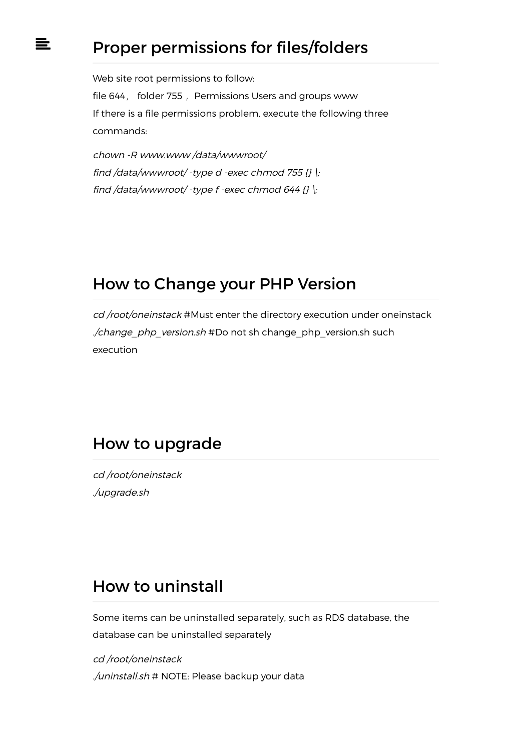## Proper permissions for files/folders

Web site root permissions to follow:
file 644， folder 755 ， Permissions Users and groups www
If there is a file permissions problem, execute the following three commands:

*chown -R www.www /data/wwwroot/*
*find /data/wwwroot/ -type d -exec chmod 755 {} \;*
*find /data/wwwroot/ -type f -exec chmod 644 {} \;*

## How to Change your PHP Version

*cd /root/oneinstack* #Must enter the directory execution under oneinstack
*./change_php_version.sh* #Do not sh change_php_version.sh such execution

## How to upgrade

*cd /root/oneinstack*
*./upgrade.sh*

## How to uninstall

Some items can be uninstalled separately, such as RDS database, the database can be uninstalled separately

*cd /root/oneinstack*
*./uninstall.sh* # NOTE: Please backup your data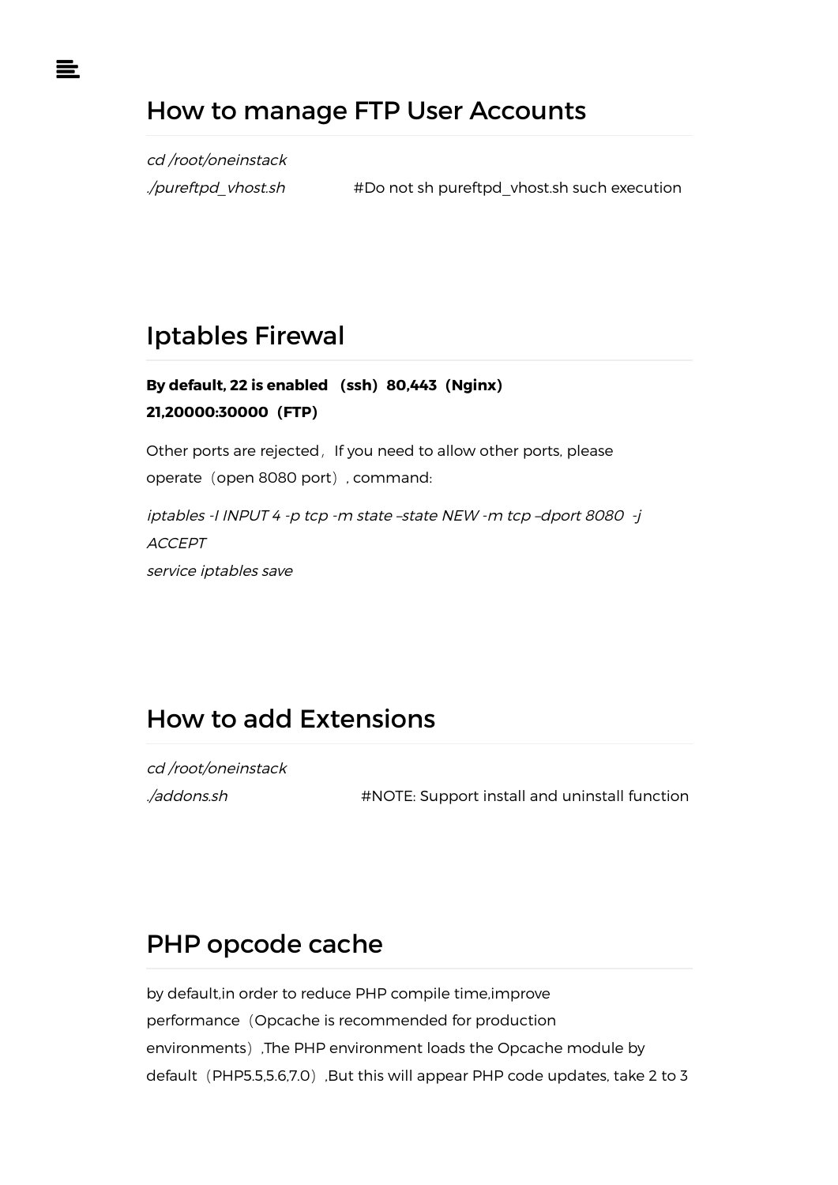## How to manage FTP User Accounts

*cd /root/oneinstack*
*./pureftpd_vhost.sh* #Do not sh pureftpd_vhost.sh such execution

## Iptables Firewal

**By default, 22 is enabled （ssh）80,443（Nginx） 21,20000:30000（FTP）**

Other ports are rejected，If you need to allow other ports, please operate（open 8080 port）, command:

*iptables -I INPUT 4 -p tcp -m state –state NEW -m tcp –dport 8080 -j ACCEPT*
*service iptables save*

## How to add Extensions

*cd /root/oneinstack*
*./addons.sh* #NOTE: Support install and uninstall function

## PHP opcode cache

by default,in order to reduce PHP compile time,improve performance（Opcache is recommended for production environments）,The PHP environment loads the Opcache module by default（PHP5.5,5.6,7.0）,But this will appear PHP code updates, take 2 to 3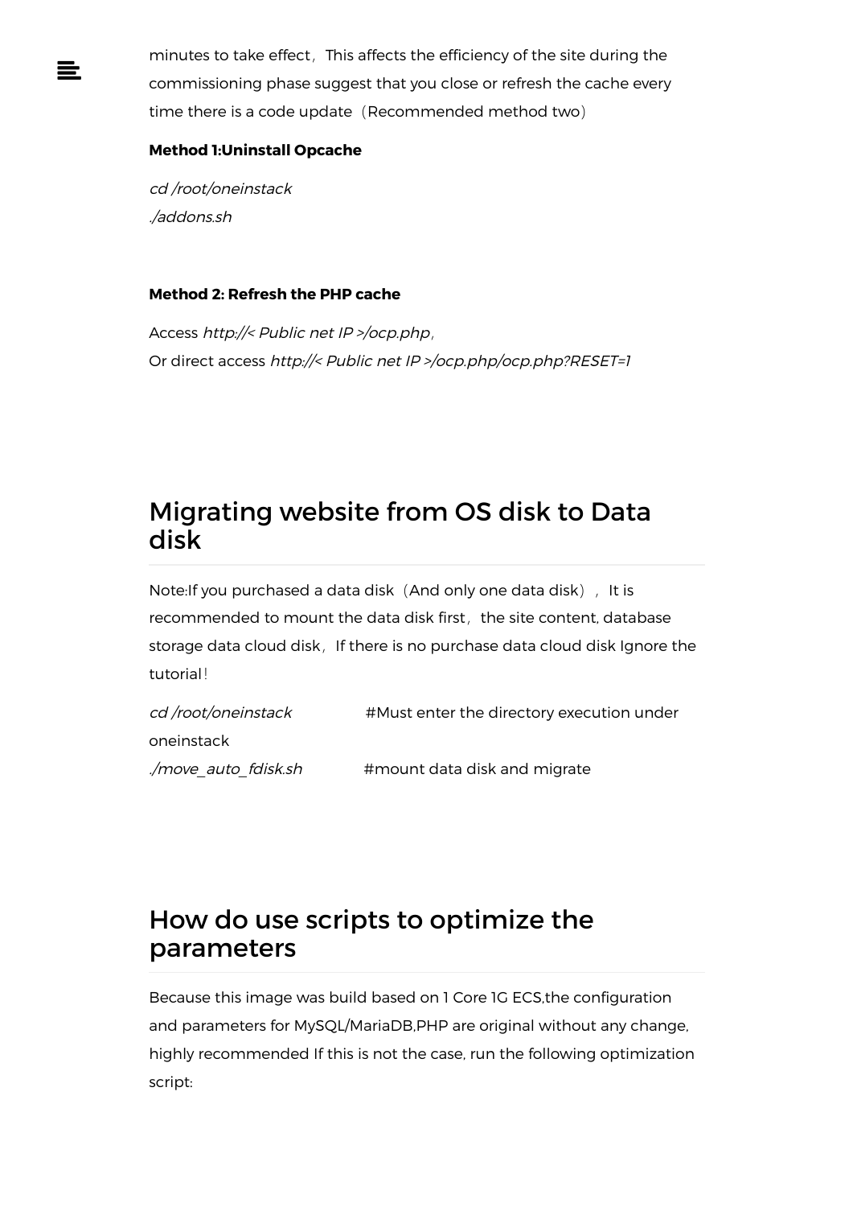minutes to take effect，This affects the efficiency of the site during the commissioning phase suggest that you close or refresh the cache every time there is a code update（Recommended method two）

**Method 1:Uninstall Opcache**

*cd /root/oneinstack*
*./addons.sh*

**Method 2: Refresh the PHP cache**

Access *http://< Public net IP >/ocp.php*,
Or direct access *http://< Public net IP >/ocp.php/ocp.php?RESET=1*

## Migrating website from OS disk to Data disk

Note:If you purchased a data disk（And only one data disk），It is recommended to mount the data disk first，the site content, database storage data cloud disk，If there is no purchase data cloud disk Ignore the tutorial！

*cd /root/oneinstack* #Must enter the directory execution under oneinstack
*./move_auto_fdisk.sh* #mount data disk and migrate

## How do use scripts to optimize the parameters

Because this image was build based on 1 Core 1G ECS,the configuration and parameters for MySQL/MariaDB,PHP are original without any change, highly recommended If this is not the case, run the following optimization script: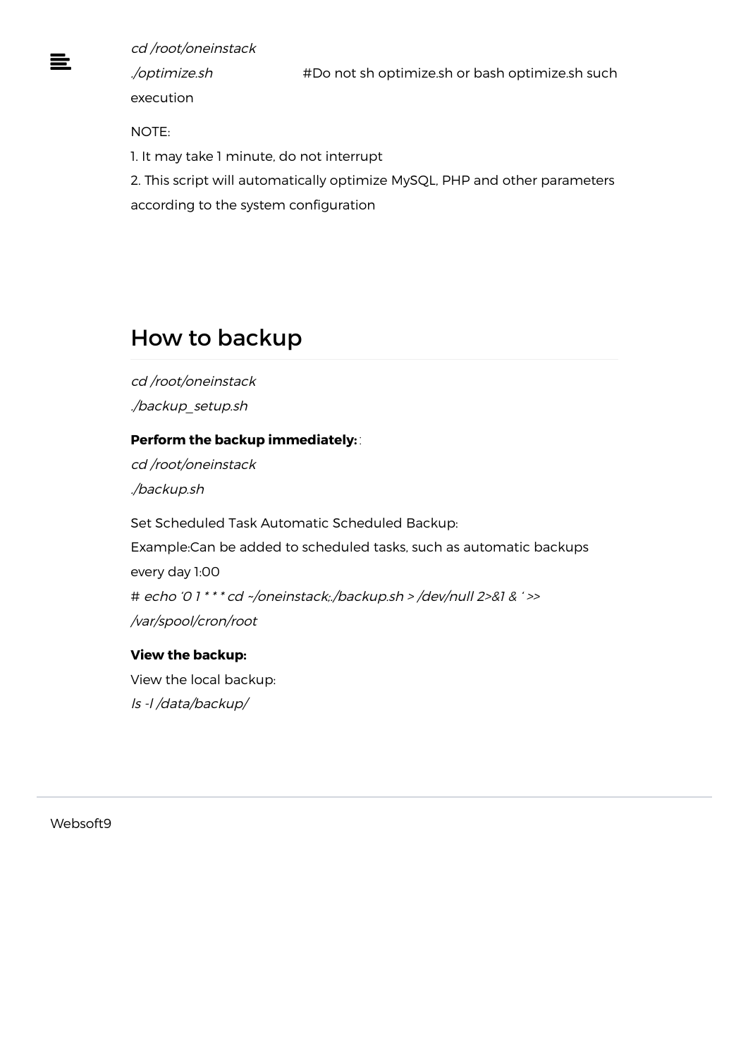*cd /root/oneinstack*
*./optimize.sh* #Do not sh optimize.sh or bash optimize.sh such execution

NOTE:
1. It may take 1 minute, do not interrupt
2. This script will automatically optimize MySQL, PHP and other parameters according to the system configuration

## How to backup

*cd /root/oneinstack*
*./backup_setup.sh*

**Perform the backup immediately:** :
*cd /root/oneinstack*
*./backup.sh*

Set Scheduled Task Automatic Scheduled Backup:
Example:Can be added to scheduled tasks, such as automatic backups every day 1:00
# *echo '0 1 * * * cd ~/oneinstack;./backup.sh > /dev/null 2>&1 & ' >> /var/spool/cron/root*

**View the backup:**
View the local backup:
*ls -l /data/backup/*

Websoft9